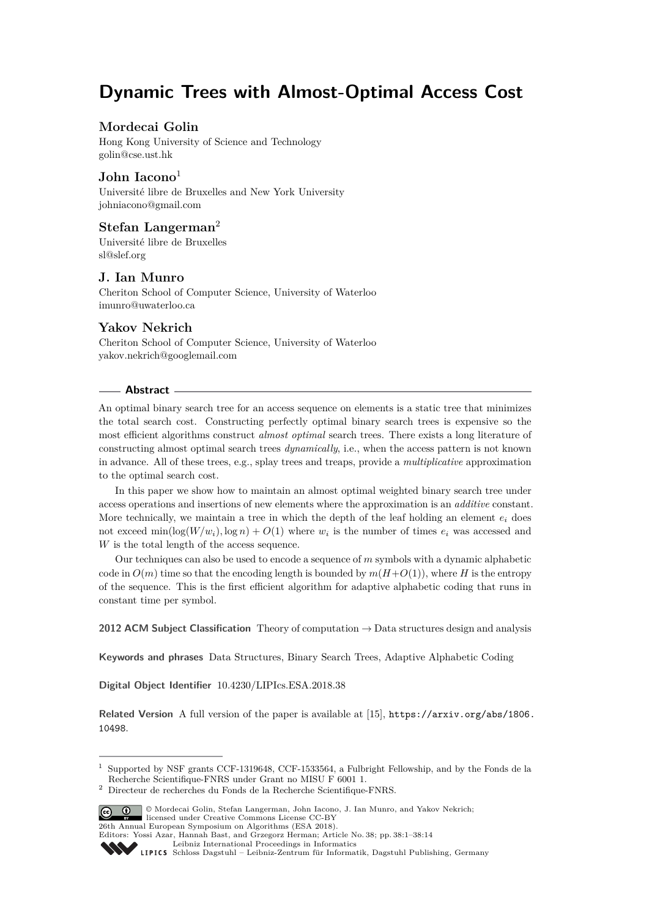# Dynamic Trees with Almost-Optimal Access Cost

**Mordecai Golin**
Hong Kong University of Science and Technology
golin@cse.ust.hk

**John Iacono**[1]
Université libre de Bruxelles and New York University
johniacono@gmail.com

**Stefan Langerman**[2]
Université libre de Bruxelles
sl@slef.org

**J. Ian Munro**
Cheriton School of Computer Science, University of Waterloo
imunro@uwaterloo.ca

**Yakov Nekrich**
Cheriton School of Computer Science, University of Waterloo
yakov.nekrich@googlemail.com

## Abstract

An optimal binary search tree for an access sequence on elements is a static tree that minimizes the total search cost. Constructing perfectly optimal binary search trees is expensive so the most efficient algorithms construct *almost optimal* search trees. There exists a long literature of constructing almost optimal search trees *dynamically*, i.e., when the access pattern is not known in advance. All of these trees, e.g., splay trees and treaps, provide a *multiplicative* approximation to the optimal search cost.

In this paper we show how to maintain an almost optimal weighted binary search tree under access operations and insertions of new elements where the approximation is an *additive* constant. More technically, we maintain a tree in which the depth of the leaf holding an element $e_i$ does not exceed $\min(\log(W/w_i), \log n) + O(1)$ where $w_i$ is the number of times $e_i$ was accessed and $W$ is the total length of the access sequence.

Our techniques can also be used to encode a sequence of $m$ symbols with a dynamic alphabetic code in $O(m)$ time so that the encoding length is bounded by $m(H+O(1))$, where $H$ is the entropy of the sequence. This is the first efficient algorithm for adaptive alphabetic coding that runs in constant time per symbol.

**2012 ACM Subject Classification** Theory of computation → Data structures design and analysis

**Keywords and phrases** Data Structures, Binary Search Trees, Adaptive Alphabetic Coding

**Digital Object Identifier** 10.4230/LIPIcs.ESA.2018.38

**Related Version** A full version of the paper is available at [15], https://arxiv.org/abs/1806.10498.

---

[1] Supported by NSF grants CCF-1319648, CCF-1533564, a Fulbright Fellowship, and by the Fonds de la Recherche Scientifique-FNRS under Grant no MISU F 6001 1.

[2] Directeur de recherches du Fonds de la Recherche Scientifique-FNRS.

© Mordecai Golin, Stefan Langerman, John Iacono, J. Ian Munro, and Yakov Nekrich; licensed under Creative Commons License CC-BY
26th Annual European Symposium on Algorithms (ESA 2018).
Editors: Yossi Azar, Hannah Bast, and Grzegorz Herman; Article No. 38; pp. 38:1–38:14
Leibniz International Proceedings in Informatics
Schloss Dagstuhl – Leibniz-Zentrum für Informatik, Dagstuhl Publishing, Germany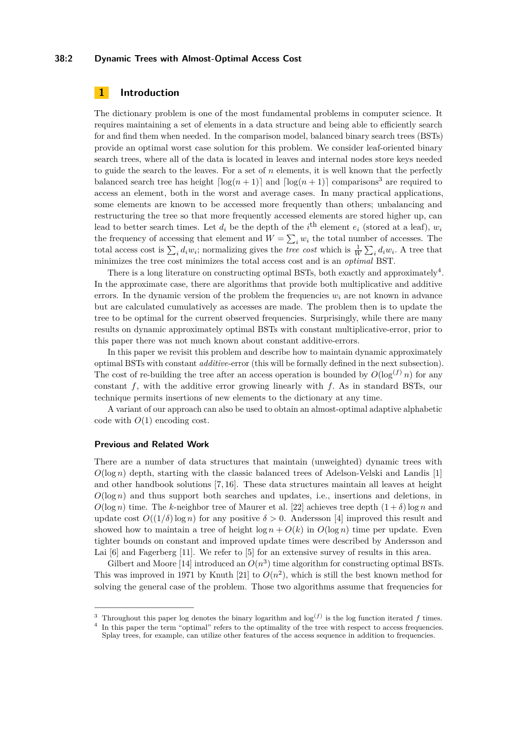## 1 Introduction

The dictionary problem is one of the most fundamental problems in computer science. It requires maintaining a set of elements in a data structure and being able to efficiently search for and find them when needed. In the comparison model, balanced binary search trees (BSTs) provide an optimal worst case solution for this problem. We consider leaf-oriented binary search trees, where all of the data is located in leaves and internal nodes store keys needed to guide the search to the leaves. For a set of $n$ elements, it is well known that the perfectly balanced search tree has height $\lceil \log(n+1) \rceil$ and $\lceil \log(n+1) \rceil$ comparisons[3] are required to access an element, both in the worst and average cases. In many practical applications, some elements are known to be accessed more frequently than others; unbalancing and restructuring the tree so that more frequently accessed elements are stored higher up, can lead to better search times. Let $d_i$ be the depth of the $i^{\text{th}}$ element $e_i$ (stored at a leaf), $w_i$ the frequency of accessing that element and $W = \sum_i w_i$ the total number of accesses. The total access cost is $\sum_i d_i w_i$; normalizing gives the *tree cost* which is $\frac{1}{W} \sum_i d_i w_i$. A tree that minimizes the tree cost minimizes the total access cost and is an *optimal* BST.

There is a long literature on constructing optimal BSTs, both exactly and approximately[4]. In the approximate case, there are algorithms that provide both multiplicative and additive errors. In the dynamic version of the problem the frequencies $w_i$ are not known in advance but are calculated cumulatively as accesses are made. The problem then is to update the tree to be optimal for the current observed frequencies. Surprisingly, while there are many results on dynamic approximately optimal BSTs with constant multiplicative-error, prior to this paper there was not much known about constant additive-errors.

In this paper we revisit this problem and describe how to maintain dynamic approximately optimal BSTs with constant *additive*-error (this will be formally defined in the next subsection). The cost of re-building the tree after an access operation is bounded by $O(\log^{(f)} n)$ for any constant $f$, with the additive error growing linearly with $f$. As in standard BSTs, our technique permits insertions of new elements to the dictionary at any time.

A variant of our approach can also be used to obtain an almost-optimal adaptive alphabetic code with $O(1)$ encoding cost.

### Previous and Related Work

There are a number of data structures that maintain (unweighted) dynamic trees with $O(\log n)$ depth, starting with the classic balanced trees of Adelson-Velski and Landis [1] and other handbook solutions [7, 16]. These data structures maintain all leaves at height $O(\log n)$ and thus support both searches and updates, i.e., insertions and deletions, in $O(\log n)$ time. The $k$-neighbor tree of Maurer et al. [22] achieves tree depth $(1 + \delta) \log n$ and update cost $O((1/\delta) \log n)$ for any positive $\delta > 0$. Andersson [4] improved this result and showed how to maintain a tree of height $\log n + O(k)$ in $O(\log n)$ time per update. Even tighter bounds on constant and improved update times were described by Andersson and Lai [6] and Fagerberg [11]. We refer to [5] for an extensive survey of results in this area.

Gilbert and Moore [14] introduced an $O(n^3)$ time algorithm for constructing optimal BSTs. This was improved in 1971 by Knuth [21] to $O(n^2)$, which is still the best known method for solving the general case of the problem. Those two algorithms assume that frequencies for

[3] Throughout this paper log denotes the binary logarithm and $\log^{(f)}$ is the log function iterated $f$ times.

[4] In this paper the term "optimal" refers to the optimality of the tree with respect to access frequencies. Splay trees, for example, can utilize other features of the access sequence in addition to frequencies.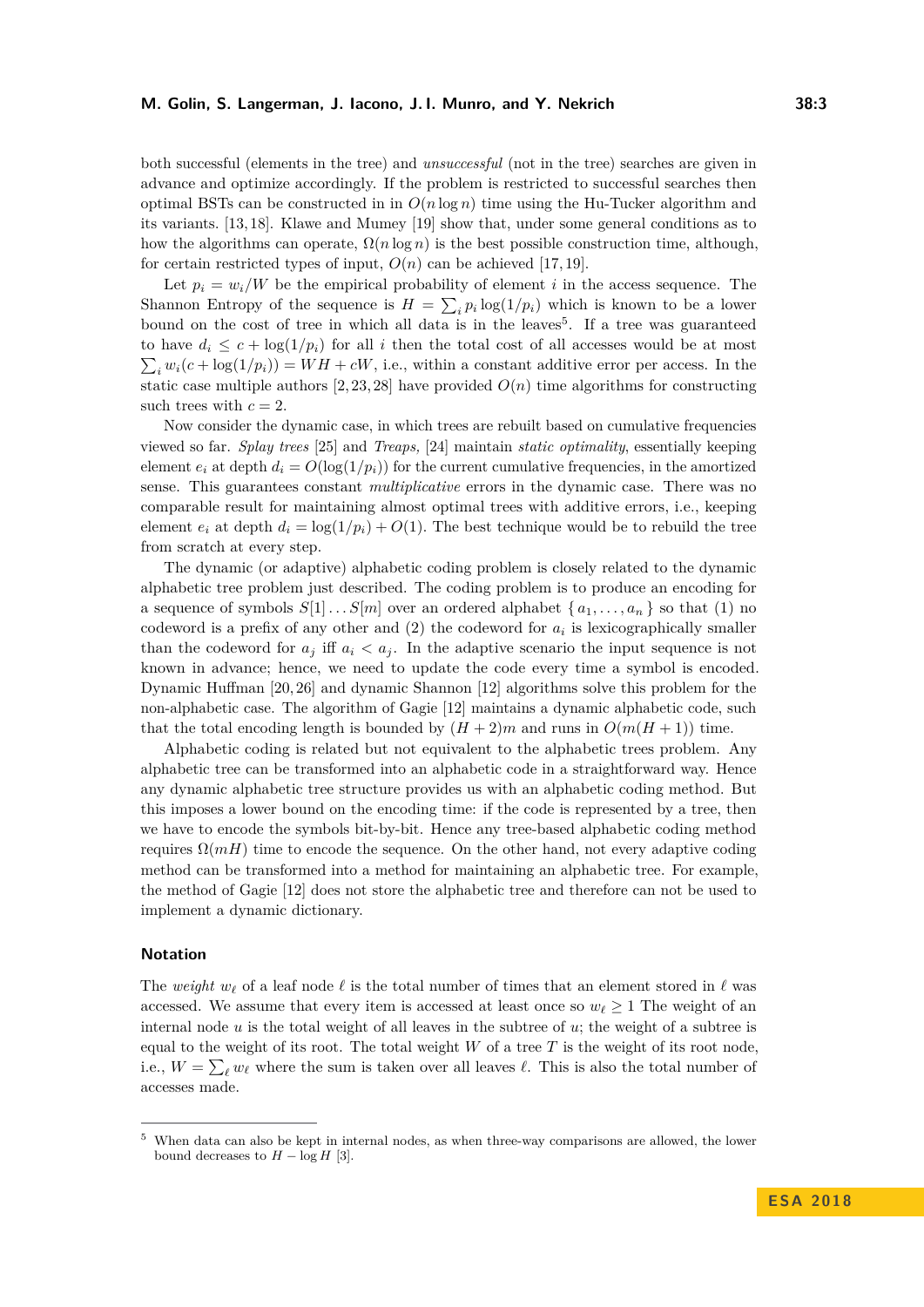both successful (elements in the tree) and *unsuccessful* (not in the tree) searches are given in advance and optimize accordingly. If the problem is restricted to successful searches then optimal BSTs can be constructed in in $O(n \log n)$ time using the Hu-Tucker algorithm and its variants. [13, 18]. Klawe and Mumey [19] show that, under some general conditions as to how the algorithms can operate, $\Omega(n \log n)$ is the best possible construction time, although, for certain restricted types of input, $O(n)$ can be achieved [17, 19].

Let $p_i = w_i/W$ be the empirical probability of element $i$ in the access sequence. The Shannon Entropy of the sequence is $H = \sum_i p_i \log(1/p_i)$ which is known to be a lower bound on the cost of tree in which all data is in the leaves[5]. If a tree was guaranteed to have $d_i \leq c + \log(1/p_i)$ for all $i$ then the total cost of all accesses would be at most $\sum_i w_i(c + \log(1/p_i)) = WH + cW$, i.e., within a constant additive error per access. In the static case multiple authors [2, 23, 28] have provided $O(n)$ time algorithms for constructing such trees with $c = 2$.

Now consider the dynamic case, in which trees are rebuilt based on cumulative frequencies viewed so far. *Splay trees* [25] and *Treaps,* [24] maintain *static optimality*, essentially keeping element $e_i$ at depth $d_i = O(\log(1/p_i))$ for the current cumulative frequencies, in the amortized sense. This guarantees constant *multiplicative* errors in the dynamic case. There was no comparable result for maintaining almost optimal trees with additive errors, i.e., keeping element $e_i$ at depth $d_i = \log(1/p_i) + O(1)$. The best technique would be to rebuild the tree from scratch at every step.

The dynamic (or adaptive) alphabetic coding problem is closely related to the dynamic alphabetic tree problem just described. The coding problem is to produce an encoding for a sequence of symbols $S[1] \ldots S[m]$ over an ordered alphabet $\{a_1, \ldots, a_n\}$ so that (1) no codeword is a prefix of any other and (2) the codeword for $a_i$ is lexicographically smaller than the codeword for $a_j$ iff $a_i < a_j$. In the adaptive scenario the input sequence is not known in advance; hence, we need to update the code every time a symbol is encoded. Dynamic Huffman [20, 26] and dynamic Shannon [12] algorithms solve this problem for the non-alphabetic case. The algorithm of Gagie [12] maintains a dynamic alphabetic code, such that the total encoding length is bounded by $(H + 2)m$ and runs in $O(m(H + 1))$ time.

Alphabetic coding is related but not equivalent to the alphabetic trees problem. Any alphabetic tree can be transformed into an alphabetic code in a straightforward way. Hence any dynamic alphabetic tree structure provides us with an alphabetic coding method. But this imposes a lower bound on the encoding time: if the code is represented by a tree, then we have to encode the symbols bit-by-bit. Hence any tree-based alphabetic coding method requires $\Omega(mH)$ time to encode the sequence. On the other hand, not every adaptive coding method can be transformed into a method for maintaining an alphabetic tree. For example, the method of Gagie [12] does not store the alphabetic tree and therefore can not be used to implement a dynamic dictionary.

## Notation

The *weight* $w_\ell$ of a leaf node $\ell$ is the total number of times that an element stored in $\ell$ was accessed. We assume that every item is accessed at least once so $w_\ell \geq 1$ The weight of an internal node $u$ is the total weight of all leaves in the subtree of $u$; the weight of a subtree is equal to the weight of its root. The total weight $W$ of a tree $T$ is the weight of its root node, i.e., $W = \sum_\ell w_\ell$ where the sum is taken over all leaves $\ell$. This is also the total number of accesses made.

---

[5] When data can also be kept in internal nodes, as when three-way comparisons are allowed, the lower bound decreases to $H - \log H$ [3].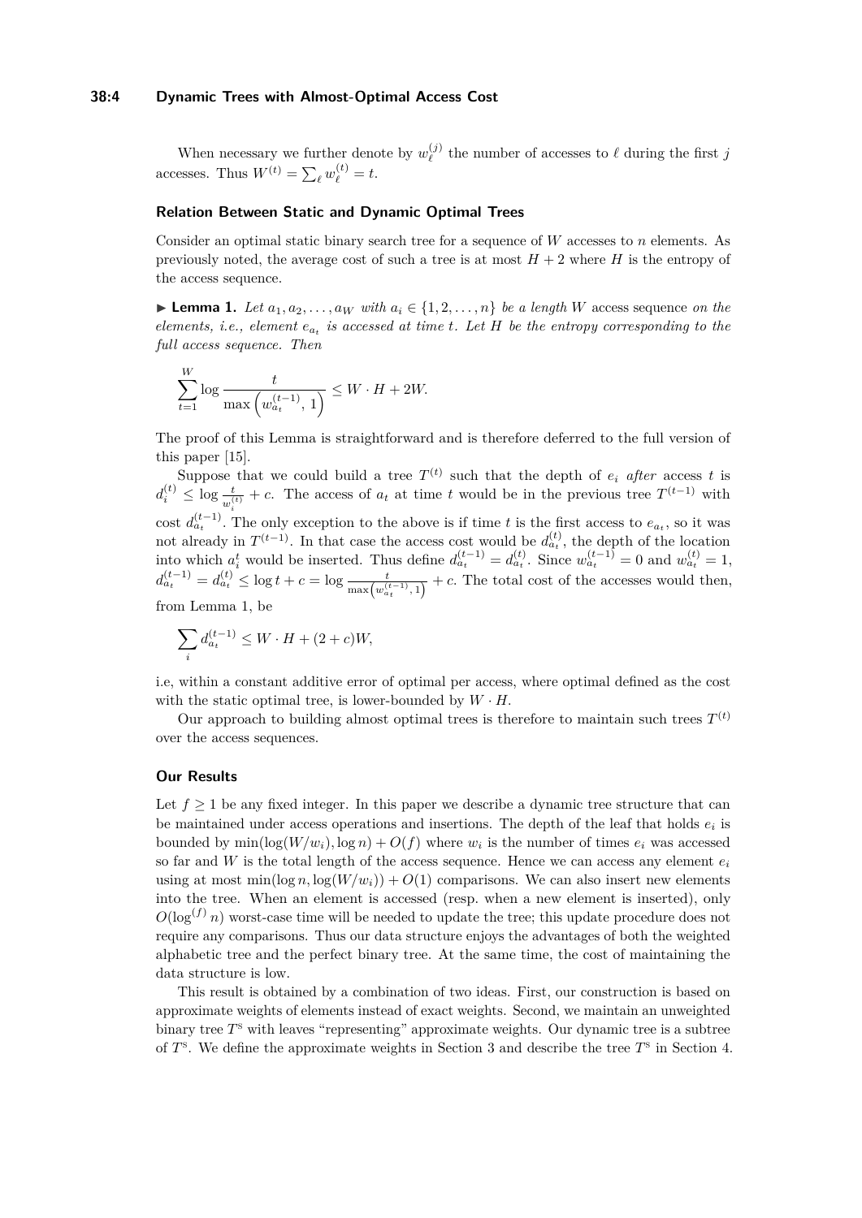When necessary we further denote by $w_\ell^{(j)}$ the number of accesses to $\ell$ during the first $j$ accesses. Thus $W^{(t)} = \sum_\ell w_\ell^{(t)} = t$.

### Relation Between Static and Dynamic Optimal Trees

Consider an optimal static binary search tree for a sequence of $W$ accesses to $n$ elements. As previously noted, the average cost of such a tree is at most $H + 2$ where $H$ is the entropy of the access sequence.

▶ **Lemma 1.** *Let $a_1, a_2, \ldots, a_W$ with $a_i \in \{1, 2, \ldots, n\}$ be a length $W$ access sequence on the elements, i.e., element $e_{a_t}$ is accessed at time $t$. Let $H$ be the entropy corresponding to the full access sequence. Then*

$$\sum_{t=1}^{W} \log \frac{t}{\max\left(w_{a_t}^{(t-1)}, 1\right)} \leq W \cdot H + 2W.$$

The proof of this Lemma is straightforward and is therefore deferred to the full version of this paper [15].

Suppose that we could build a tree $T^{(t)}$ such that the depth of $e_i$ *after* access $t$ is $d_i^{(t)} \leq \log \frac{t}{w_i^{(t)}} + c$. The access of $a_t$ at time $t$ would be in the previous tree $T^{(t-1)}$ with cost $d_{a_t}^{(t-1)}$. The only exception to the above is if time $t$ is the first access to $e_{a_t}$, so it was not already in $T^{(t-1)}$. In that case the access cost would be $d_{a_t}^{(t)}$, the depth of the location into which $a_i^t$ would be inserted. Thus define $d_{a_t}^{(t-1)} = d_{a_t}^{(t)}$. Since $w_{a_t}^{(t-1)} = 0$ and $w_{a_t}^{(t)} = 1$, $d_{a_t}^{(t-1)} = d_{a_t}^{(t)} \leq \log t + c = \log \frac{t}{\max\left(w_{a_t}^{(t-1)}, 1\right)} + c$. The total cost of the accesses would then, from Lemma 1, be

$$\sum_i d_{a_t}^{(t-1)} \leq W \cdot H + (2 + c)W,$$

i.e, within a constant additive error of optimal per access, where optimal defined as the cost with the static optimal tree, is lower-bounded by $W \cdot H$.

Our approach to building almost optimal trees is therefore to maintain such trees $T^{(t)}$ over the access sequences.

### Our Results

Let $f \geq 1$ be any fixed integer. In this paper we describe a dynamic tree structure that can be maintained under access operations and insertions. The depth of the leaf that holds $e_i$ is bounded by $\min(\log(W/w_i), \log n) + O(f)$ where $w_i$ is the number of times $e_i$ was accessed so far and $W$ is the total length of the access sequence. Hence we can access any element $e_i$ using at most $\min(\log n, \log(W/w_i)) + O(1)$ comparisons. We can also insert new elements into the tree. When an element is accessed (resp. when a new element is inserted), only $O(\log^{(f)} n)$ worst-case time will be needed to update the tree; this update procedure does not require any comparisons. Thus our data structure enjoys the advantages of both the weighted alphabetic tree and the perfect binary tree. At the same time, the cost of maintaining the data structure is low.

This result is obtained by a combination of two ideas. First, our construction is based on approximate weights of elements instead of exact weights. Second, we maintain an unweighted binary tree $T^{\mathrm{s}}$ with leaves "representing" approximate weights. Our dynamic tree is a subtree of $T^{\mathrm{s}}$. We define the approximate weights in Section 3 and describe the tree $T^{\mathrm{s}}$ in Section 4.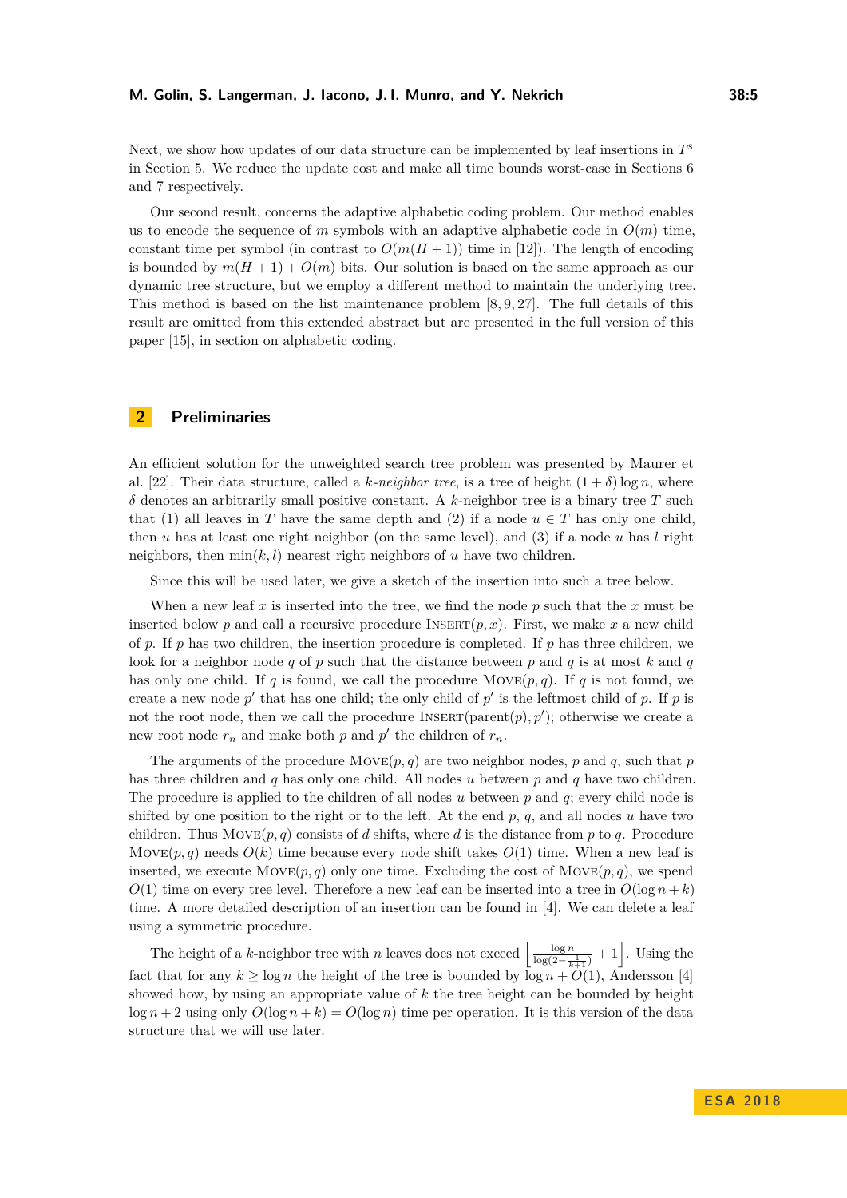Next, we show how updates of our data structure can be implemented by leaf insertions in $T^s$ in Section 5. We reduce the update cost and make all time bounds worst-case in Sections 6 and 7 respectively.

Our second result, concerns the adaptive alphabetic coding problem. Our method enables us to encode the sequence of $m$ symbols with an adaptive alphabetic code in $O(m)$ time, constant time per symbol (in contrast to $O(m(H+1))$ time in [12]). The length of encoding is bounded by $m(H+1)+O(m)$ bits. Our solution is based on the same approach as our dynamic tree structure, but we employ a different method to maintain the underlying tree. This method is based on the list maintenance problem [8, 9, 27]. The full details of this result are omitted from this extended abstract but are presented in the full version of this paper [15], in section on alphabetic coding.

## 2 Preliminaries

An efficient solution for the unweighted search tree problem was presented by Maurer et al. [22]. Their data structure, called a *k-neighbor tree*, is a tree of height $(1+\delta)\log n$, where $\delta$ denotes an arbitrarily small positive constant. A $k$-neighbor tree is a binary tree $T$ such that (1) all leaves in $T$ have the same depth and (2) if a node $u \in T$ has only one child, then $u$ has at least one right neighbor (on the same level), and (3) if a node $u$ has $l$ right neighbors, then $\min(k,l)$ nearest right neighbors of $u$ have two children.

Since this will be used later, we give a sketch of the insertion into such a tree below.

When a new leaf $x$ is inserted into the tree, we find the node $p$ such that the $x$ must be inserted below $p$ and call a recursive procedure $\textsc{Insert}(p,x)$. First, we make $x$ a new child of $p$. If $p$ has two children, the insertion procedure is completed. If $p$ has three children, we look for a neighbor node $q$ of $p$ such that the distance between $p$ and $q$ is at most $k$ and $q$ has only one child. If $q$ is found, we call the procedure $\textsc{Move}(p,q)$. If $q$ is not found, we create a new node $p'$ that has one child; the only child of $p'$ is the leftmost child of $p$. If $p$ is not the root node, then we call the procedure $\textsc{Insert}(\text{parent}(p),p')$; otherwise we create a new root node $r_n$ and make both $p$ and $p'$ the children of $r_n$.

The arguments of the procedure $\textsc{Move}(p,q)$ are two neighbor nodes, $p$ and $q$, such that $p$ has three children and $q$ has only one child. All nodes $u$ between $p$ and $q$ have two children. The procedure is applied to the children of all nodes $u$ between $p$ and $q$; every child node is shifted by one position to the right or to the left. At the end $p$, $q$, and all nodes $u$ have two children. Thus $\textsc{Move}(p,q)$ consists of $d$ shifts, where $d$ is the distance from $p$ to $q$. Procedure $\textsc{Move}(p,q)$ needs $O(k)$ time because every node shift takes $O(1)$ time. When a new leaf is inserted, we execute $\textsc{Move}(p,q)$ only one time. Excluding the cost of $\textsc{Move}(p,q)$, we spend $O(1)$ time on every tree level. Therefore a new leaf can be inserted into a tree in $O(\log n + k)$ time. A more detailed description of an insertion can be found in [4]. We can delete a leaf using a symmetric procedure.

The height of a $k$-neighbor tree with $n$ leaves does not exceed $\left\lfloor \frac{\log n}{\log(2-\frac{1}{k+1})} + 1 \right\rfloor$. Using the fact that for any $k \geq \log n$ the height of the tree is bounded by $\log n + O(1)$, Andersson [4] showed how, by using an appropriate value of $k$ the tree height can be bounded by height $\log n + 2$ using only $O(\log n + k) = O(\log n)$ time per operation. It is this version of the data structure that we will use later.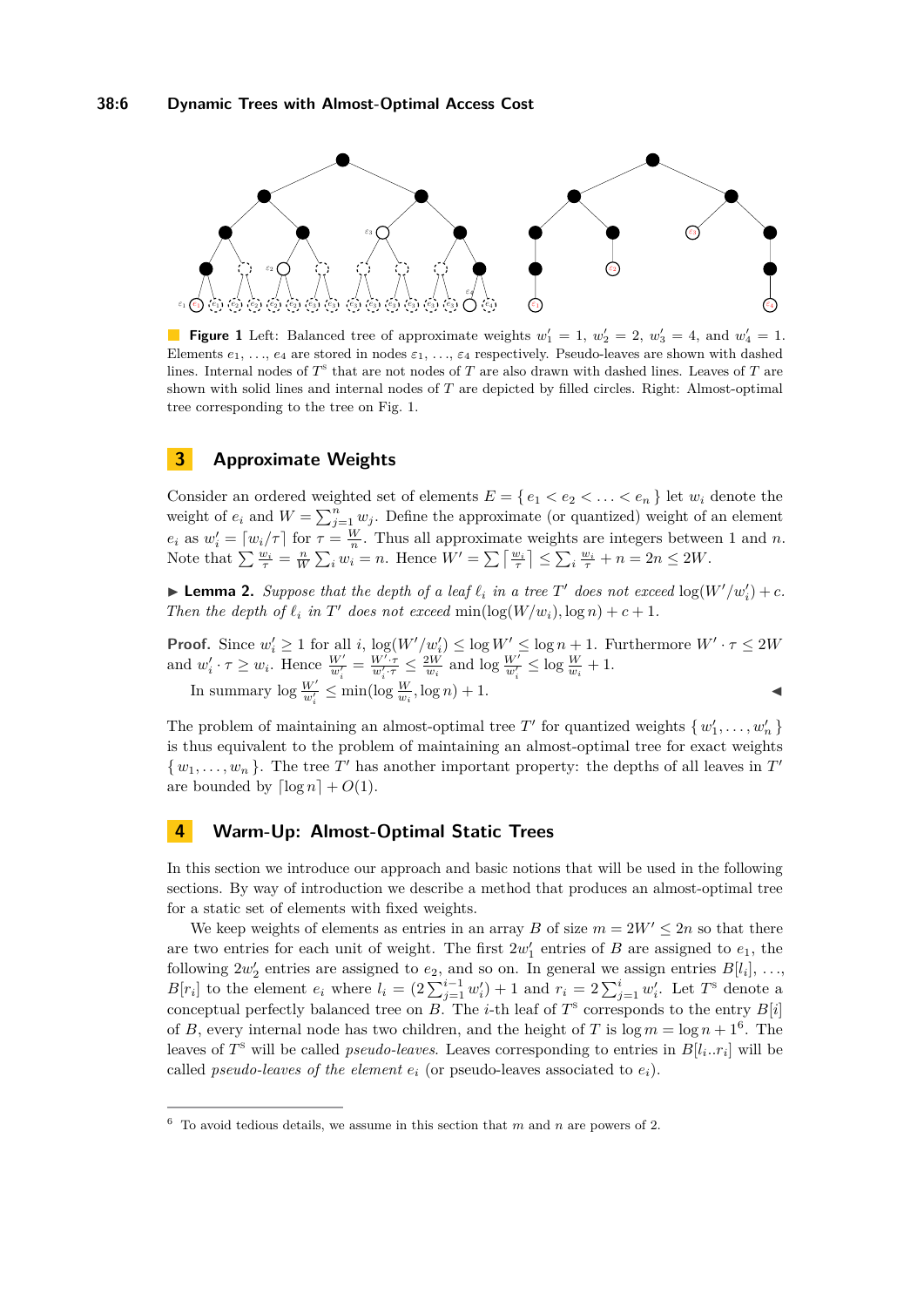**Figure 1** Left: Balanced tree of approximate weights $w'_1 = 1$, $w'_2 = 2$, $w'_3 = 4$, and $w'_4 = 1$. Elements $e_1, \ldots, e_4$ are stored in nodes $\varepsilon_1, \ldots, \varepsilon_4$ respectively. Pseudo-leaves are shown with dashed lines. Internal nodes of $T^s$ that are not nodes of $T$ are also drawn with dashed lines. Leaves of $T$ are shown with solid lines and internal nodes of $T$ are depicted by filled circles. Right: Almost-optimal tree corresponding to the tree on Fig. 1.

## 3 Approximate Weights

Consider an ordered weighted set of elements $E = \{ e_1 < e_2 < \ldots < e_n \}$ let $w_i$ denote the weight of $e_i$ and $W = \sum_{j=1}^{n} w_j$. Define the approximate (or quantized) weight of an element $e_i$ as $w'_i = \lceil w_i/\tau \rceil$ for $\tau = \frac{W}{n}$. Thus all approximate weights are integers between 1 and $n$. Note that $\sum \frac{w_i}{\tau} = \frac{n}{W} \sum_i w_i = n$. Hence $W' = \sum \lceil \frac{w_i}{\tau} \rceil \leq \sum_i \frac{w_i}{\tau} + n = 2n \leq 2W$.

▶ **Lemma 2.** *Suppose that the depth of a leaf $\ell_i$ in a tree $T'$ does not exceed $\log(W'/w'_i) + c$. Then the depth of $\ell_i$ in $T'$ does not exceed $\min(\log(W/w_i), \log n) + c + 1$.*

**Proof.** Since $w'_i \geq 1$ for all $i$, $\log(W'/w'_i) \leq \log W' \leq \log n + 1$. Furthermore $W' \cdot \tau \leq 2W$ and $w'_i \cdot \tau \geq w_i$. Hence $\frac{W'}{w'_i} = \frac{W' \cdot \tau}{w'_i \cdot \tau} \leq \frac{2W}{w_i}$ and $\log \frac{W'}{w'_i} \leq \log \frac{W}{w_i} + 1$.

In summary $\log \frac{W'}{w'_i} \leq \min(\log \frac{W}{w_i}, \log n) + 1$. ◀

The problem of maintaining an almost-optimal tree $T'$ for quantized weights $\{ w'_1, \ldots, w'_n \}$ is thus equivalent to the problem of maintaining an almost-optimal tree for exact weights $\{ w_1, \ldots, w_n \}$. The tree $T'$ has another important property: the depths of all leaves in $T'$ are bounded by $\lceil \log n \rceil + O(1)$.

## 4 Warm-Up: Almost-Optimal Static Trees

In this section we introduce our approach and basic notions that will be used in the following sections. By way of introduction we describe a method that produces an almost-optimal tree for a static set of elements with fixed weights.

We keep weights of elements as entries in an array $B$ of size $m = 2W' \leq 2n$ so that there are two entries for each unit of weight. The first $2w'_1$ entries of $B$ are assigned to $e_1$, the following $2w'_2$ entries are assigned to $e_2$, and so on. In general we assign entries $B[l_i], \ldots, B[r_i]$ to the element $e_i$ where $l_i = (2\sum_{j=1}^{i-1} w'_i) + 1$ and $r_i = 2\sum_{j=1}^{i} w'_i$. Let $T^s$ denote a conceptual perfectly balanced tree on $B$. The $i$-th leaf of $T^s$ corresponds to the entry $B[i]$ of $B$, every internal node has two children, and the height of $T$ is $\log m = \log n + 1$[6]. The leaves of $T^s$ will be called *pseudo-leaves*. Leaves corresponding to entries in $B[l_i..r_i]$ will be called *pseudo-leaves of the element $e_i$* (or pseudo-leaves associated to $e_i$).

[6] To avoid tedious details, we assume in this section that $m$ and $n$ are powers of 2.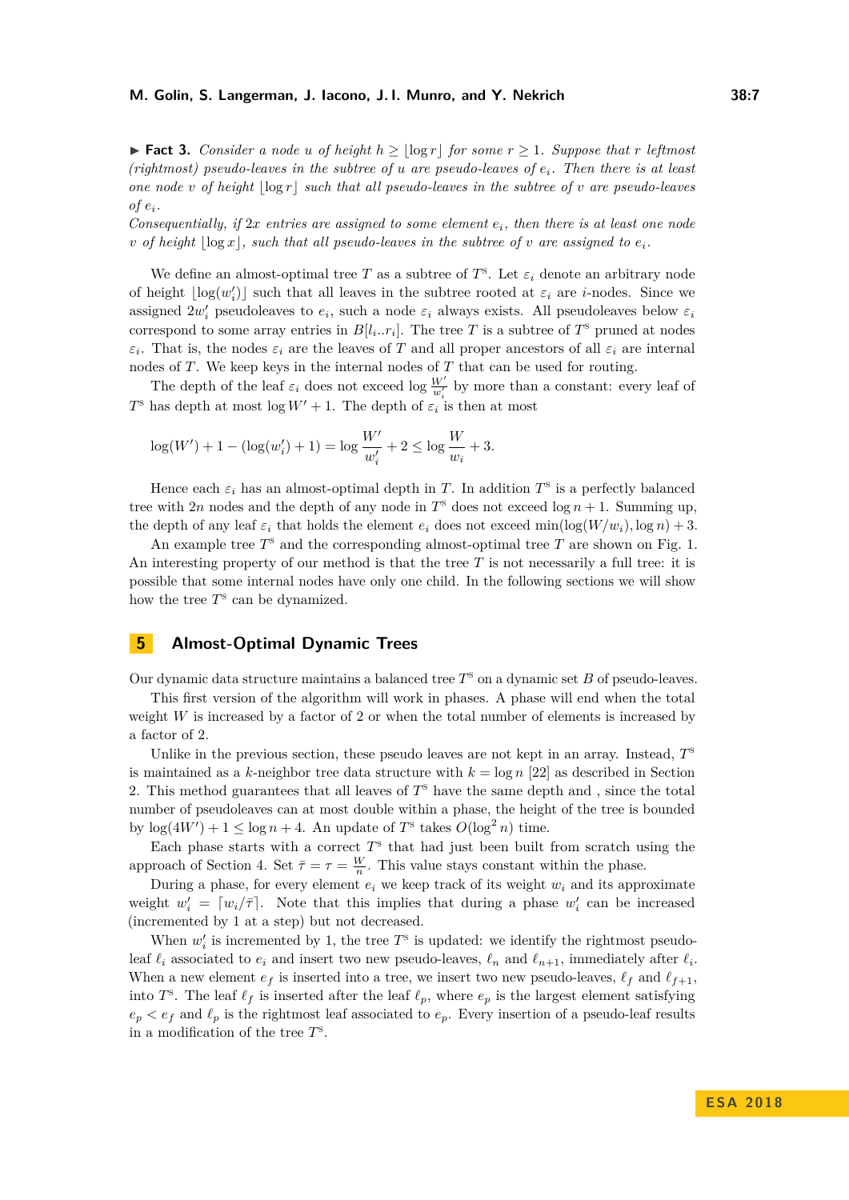▶ **Fact 3.** *Consider a node $u$ of height $h \geq \lfloor \log r \rfloor$ for some $r \geq 1$. Suppose that $r$ leftmost (rightmost) pseudo-leaves in the subtree of $u$ are pseudo-leaves of $e_i$. Then there is at least one node $v$ of height $\lfloor \log r \rfloor$ such that all pseudo-leaves in the subtree of $v$ are pseudo-leaves of $e_i$.*
*Consequentially, if $2x$ entries are assigned to some element $e_i$, then there is at least one node $v$ of height $\lfloor \log x \rfloor$, such that all pseudo-leaves in the subtree of $v$ are assigned to $e_i$.*

We define an almost-optimal tree $T$ as a subtree of $T^s$. Let $\varepsilon_i$ denote an arbitrary node of height $\lfloor \log(w'_i) \rfloor$ such that all leaves in the subtree rooted at $\varepsilon_i$ are $i$-nodes. Since we assigned $2w'_i$ pseudoleaves to $e_i$, such a node $\varepsilon_i$ always exists. All pseudoleaves below $\varepsilon_i$ correspond to some array entries in $B[l_i..r_i]$. The tree $T$ is a subtree of $T^s$ pruned at nodes $\varepsilon_i$. That is, the nodes $\varepsilon_i$ are the leaves of $T$ and all proper ancestors of all $\varepsilon_i$ are internal nodes of $T$. We keep keys in the internal nodes of $T$ that can be used for routing.

The depth of the leaf $\varepsilon_i$ does not exceed $\log \frac{W'}{w'_i}$ by more than a constant: every leaf of $T^s$ has depth at most $\log W' + 1$. The depth of $\varepsilon_i$ is then at most

$$\log(W') + 1 - (\log(w'_i) + 1) = \log \frac{W'}{w'_i} + 2 \leq \log \frac{W}{w_i} + 3.$$

Hence each $\varepsilon_i$ has an almost-optimal depth in $T$. In addition $T^s$ is a perfectly balanced tree with $2n$ nodes and the depth of any node in $T^s$ does not exceed $\log n + 1$. Summing up, the depth of any leaf $\varepsilon_i$ that holds the element $e_i$ does not exceed $\min(\log(W/w_i), \log n) + 3$.

An example tree $T^s$ and the corresponding almost-optimal tree $T$ are shown on Fig. 1. An interesting property of our method is that the tree $T$ is not necessarily a full tree: it is possible that some internal nodes have only one child. In the following sections we will show how the tree $T^s$ can be dynamized.

## 5 Almost-Optimal Dynamic Trees

Our dynamic data structure maintains a balanced tree $T^s$ on a dynamic set $B$ of pseudo-leaves.

This first version of the algorithm will work in phases. A phase will end when the total weight $W$ is increased by a factor of 2 or when the total number of elements is increased by a factor of 2.

Unlike in the previous section, these pseudo leaves are not kept in an array. Instead, $T^s$ is maintained as a $k$-neighbor tree data structure with $k = \log n$ [22] as described in Section 2. This method guarantees that all leaves of $T^s$ have the same depth and , since the total number of pseudoleaves can at most double within a phase, the height of the tree is bounded by $\log(4W') + 1 \leq \log n + 4$. An update of $T^s$ takes $O(\log^2 n)$ time.

Each phase starts with a correct $T^s$ that had just been built from scratch using the approach of Section 4. Set $\bar{\tau} = \tau = \frac{W}{n}$. This value stays constant within the phase.

During a phase, for every element $e_i$ we keep track of its weight $w_i$ and its approximate weight $w'_i = \lceil w_i/\bar{\tau} \rceil$. Note that this implies that during a phase $w'_i$ can be increased (incremented by 1 at a step) but not decreased.

When $w'_i$ is incremented by 1, the tree $T^s$ is updated: we identify the rightmost pseudo-leaf $\ell_i$ associated to $e_i$ and insert two new pseudo-leaves, $\ell_n$ and $\ell_{n+1}$, immediately after $\ell_i$. When a new element $e_f$ is inserted into a tree, we insert two new pseudo-leaves, $\ell_f$ and $\ell_{f+1}$, into $T^s$. The leaf $\ell_f$ is inserted after the leaf $\ell_p$, where $e_p$ is the largest element satisfying $e_p < e_f$ and $\ell_p$ is the rightmost leaf associated to $e_p$. Every insertion of a pseudo-leaf results in a modification of the tree $T^s$.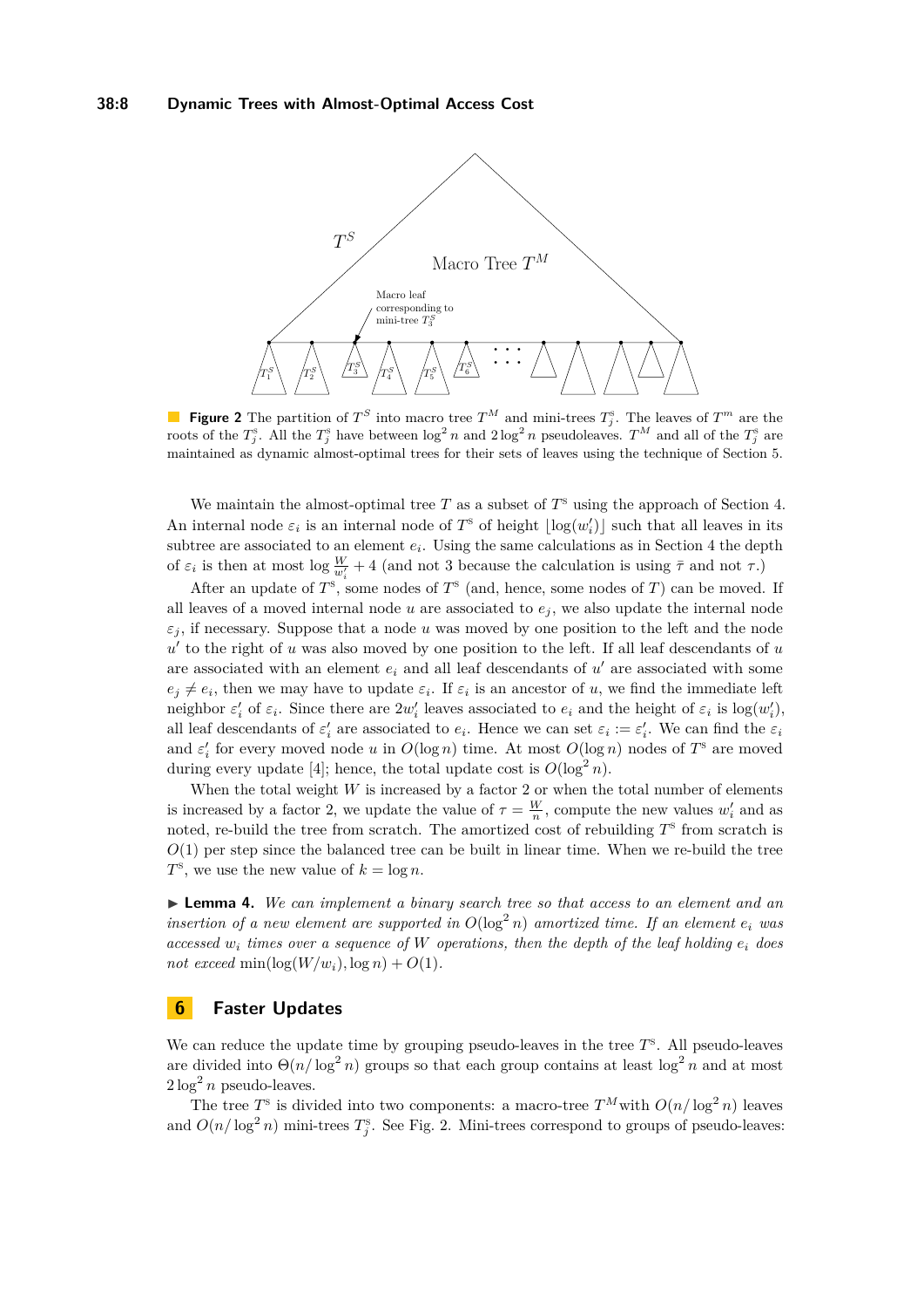**Figure 2** The partition of $T^S$ into macro tree $T^M$ and mini-trees $T^s_j$. The leaves of $T^m$ are the roots of the $T^s_j$. All the $T^s_j$ have between $\log^2 n$ and $2\log^2 n$ pseudoleaves. $T^M$ and all of the $T^s_j$ are maintained as dynamic almost-optimal trees for their sets of leaves using the technique of Section 5.

We maintain the almost-optimal tree $T$ as a subset of $T^s$ using the approach of Section 4. An internal node $\varepsilon_i$ is an internal node of $T^s$ of height $\lfloor \log(w'_i) \rfloor$ such that all leaves in its subtree are associated to an element $e_i$. Using the same calculations as in Section 4 the depth of $\varepsilon_i$ is then at most $\log \frac{W}{w'_i} + 4$ (and not 3 because the calculation is using $\bar{\tau}$ and not $\tau$.)

After an update of $T^s$, some nodes of $T^s$ (and, hence, some nodes of $T$) can be moved. If all leaves of a moved internal node $u$ are associated to $e_j$, we also update the internal node $\varepsilon_j$, if necessary. Suppose that a node $u$ was moved by one position to the left and the node $u'$ to the right of $u$ was also moved by one position to the left. If all leaf descendants of $u$ are associated with an element $e_i$ and all leaf descendants of $u'$ are associated with some $e_j \neq e_i$, then we may have to update $\varepsilon_i$. If $\varepsilon_i$ is an ancestor of $u$, we find the immediate left neighbor $\varepsilon'_i$ of $\varepsilon_i$. Since there are $2w'_i$ leaves associated to $e_i$ and the height of $\varepsilon_i$ is $\log(w'_i)$, all leaf descendants of $\varepsilon'_i$ are associated to $e_i$. Hence we can set $\varepsilon_i := \varepsilon'_i$. We can find the $\varepsilon_i$ and $\varepsilon'_i$ for every moved node $u$ in $O(\log n)$ time. At most $O(\log n)$ nodes of $T^s$ are moved during every update [4]; hence, the total update cost is $O(\log^2 n)$.

When the total weight $W$ is increased by a factor 2 or when the total number of elements is increased by a factor 2, we update the value of $\tau = \frac{W}{n}$, compute the new values $w'_i$ and as noted, re-build the tree from scratch. The amortized cost of rebuilding $T^s$ from scratch is $O(1)$ per step since the balanced tree can be built in linear time. When we re-build the tree $T^s$, we use the new value of $k = \log n$.

▶ **Lemma 4.** *We can implement a binary search tree so that access to an element and an insertion of a new element are supported in $O(\log^2 n)$ amortized time. If an element $e_i$ was accessed $w_i$ times over a sequence of $W$ operations, then the depth of the leaf holding $e_i$ does not exceed* $\min(\log(W/w_i), \log n) + O(1)$.

## 6 Faster Updates

We can reduce the update time by grouping pseudo-leaves in the tree $T^s$. All pseudo-leaves are divided into $\Theta(n/\log^2 n)$ groups so that each group contains at least $\log^2 n$ and at most $2\log^2 n$ pseudo-leaves.

The tree $T^s$ is divided into two components: a macro-tree $T^M$ with $O(n/\log^2 n)$ leaves and $O(n/\log^2 n)$ mini-trees $T^s_j$. See Fig. 2. Mini-trees correspond to groups of pseudo-leaves: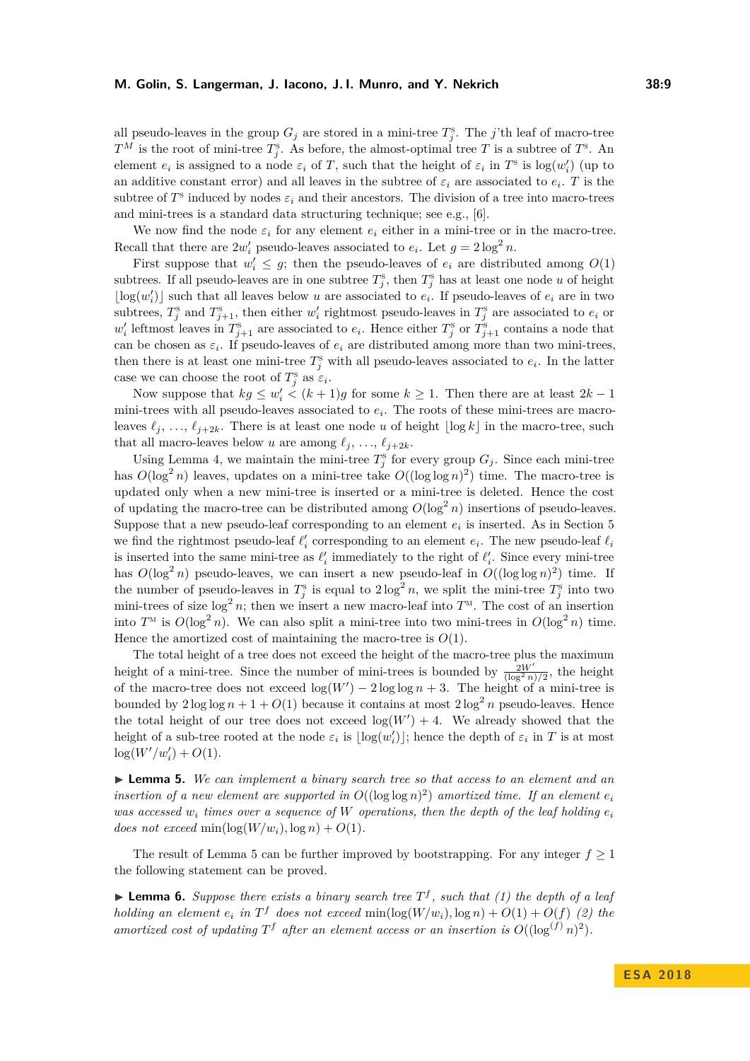all pseudo-leaves in the group $G_j$ are stored in a mini-tree $T^{\text{s}}_j$. The $j$'th leaf of macro-tree $T^M$ is the root of mini-tree $T^{\text{s}}_j$. As before, the almost-optimal tree $T$ is a subtree of $T^{\text{s}}$. An element $e_i$ is assigned to a node $\varepsilon_i$ of $T$, such that the height of $\varepsilon_i$ in $T^{\text{s}}$ is $\log(w'_i)$ (up to an additive constant error) and all leaves in the subtree of $\varepsilon_i$ are associated to $e_i$. $T$ is the subtree of $T^{\text{s}}$ induced by nodes $\varepsilon_i$ and their ancestors. The division of a tree into macro-trees and mini-trees is a standard data structuring technique; see e.g., [6].

We now find the node $\varepsilon_i$ for any element $e_i$ either in a mini-tree or in the macro-tree. Recall that there are $2w'_i$ pseudo-leaves associated to $e_i$. Let $g = 2\log^2 n$.

First suppose that $w'_i \le g$; then the pseudo-leaves of $e_i$ are distributed among $O(1)$ subtrees. If all pseudo-leaves are in one subtree $T^{\text{s}}_j$, then $T^{\text{s}}_j$ has at least one node $u$ of height $\lfloor \log(w'_i) \rfloor$ such that all leaves below $u$ are associated to $e_i$. If pseudo-leaves of $e_i$ are in two subtrees, $T^{\text{s}}_j$ and $T^{\text{s}}_{j+1}$, then either $w'_i$ rightmost pseudo-leaves in $T^{\text{s}}_j$ are associated to $e_i$ or $w'_i$ leftmost leaves in $T^{\text{s}}_{j+1}$ are associated to $e_i$. Hence either $T^{\text{s}}_j$ or $T^{\text{s}}_{j+1}$ contains a node that can be chosen as $\varepsilon_i$. If pseudo-leaves of $e_i$ are distributed among more than two mini-trees, then there is at least one mini-tree $T^{\text{s}}_j$ with all pseudo-leaves associated to $e_i$. In the latter case we can choose the root of $T^{\text{s}}_j$ as $\varepsilon_i$.

Now suppose that $kg \le w'_i < (k+1)g$ for some $k \ge 1$. Then there are at least $2k-1$ mini-trees with all pseudo-leaves associated to $e_i$. The roots of these mini-trees are macro-leaves $\ell_j, \ldots, \ell_{j+2k}$. There is at least one node $u$ of height $\lfloor \log k \rfloor$ in the macro-tree, such that all macro-leaves below $u$ are among $\ell_j, \ldots, \ell_{j+2k}$.

Using Lemma 4, we maintain the mini-tree $T^{\text{s}}_j$ for every group $G_j$. Since each mini-tree has $O(\log^2 n)$ leaves, updates on a mini-tree take $O((\log\log n)^2)$ time. The macro-tree is updated only when a new mini-tree is inserted or a mini-tree is deleted. Hence the cost of updating the macro-tree can be distributed among $O(\log^2 n)$ insertions of pseudo-leaves. Suppose that a new pseudo-leaf corresponding to an element $e_i$ is inserted. As in Section 5 we find the rightmost pseudo-leaf $\ell'_i$ corresponding to an element $e_i$. The new pseudo-leaf $\ell_i$ is inserted into the same mini-tree as $\ell'_i$ immediately to the right of $\ell'_i$. Since every mini-tree has $O(\log^2 n)$ pseudo-leaves, we can insert a new pseudo-leaf in $O((\log\log n)^2)$ time. If the number of pseudo-leaves in $T^{\text{s}}_j$ is equal to $2\log^2 n$, we split the mini-tree $T^{\text{s}}_j$ into two mini-trees of size $\log^2 n$; then we insert a new macro-leaf into $T^{\text{M}}$. The cost of an insertion into $T^{\text{M}}$ is $O(\log^2 n)$. We can also split a mini-tree into two mini-trees in $O(\log^2 n)$ time. Hence the amortized cost of maintaining the macro-tree is $O(1)$.

The total height of a tree does not exceed the height of the macro-tree plus the maximum height of a mini-tree. Since the number of mini-trees is bounded by $\frac{2W'}{(\log^2 n)/2}$, the height of the macro-tree does not exceed $\log(W') - 2\log\log n + 3$. The height of a mini-tree is bounded by $2\log\log n + 1 + O(1)$ because it contains at most $2\log^2 n$ pseudo-leaves. Hence the total height of our tree does not exceed $\log(W') + 4$. We already showed that the height of a sub-tree rooted at the node $\varepsilon_i$ is $\lfloor \log(w'_i) \rfloor$; hence the depth of $\varepsilon_i$ in $T$ is at most $\log(W'/w'_i) + O(1)$.

▶ **Lemma 5.** *We can implement a binary search tree so that access to an element and an insertion of a new element are supported in $O((\log\log n)^2)$ amortized time. If an element $e_i$ was accessed $w_i$ times over a sequence of $W$ operations, then the depth of the leaf holding $e_i$ does not exceed $\min(\log(W/w_i), \log n) + O(1)$.*

The result of Lemma 5 can be further improved by bootstrapping. For any integer $f \ge 1$ the following statement can be proved.

▶ **Lemma 6.** *Suppose there exists a binary search tree $T^f$, such that (1) the depth of a leaf holding an element $e_i$ in $T^f$ does not exceed $\min(\log(W/w_i), \log n) + O(1) + O(f)$ (2) the amortized cost of updating $T^f$ after an element access or an insertion is $O((\log^{(f)} n)^2)$.*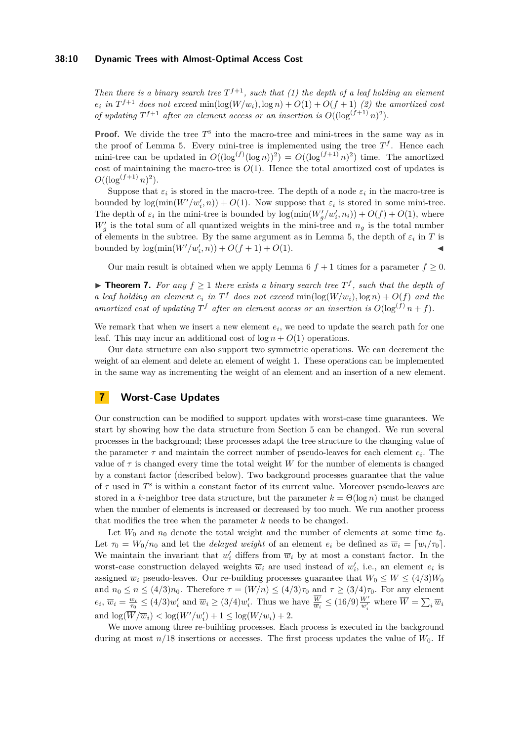*Then there is a binary search tree $T^{f+1}$, such that (1) the depth of a leaf holding an element $e_i$ in $T^{f+1}$ does not exceed $\min(\log(W/w_i), \log n) + O(1) + O(f+1)$ (2) the amortized cost of updating $T^{f+1}$ after an element access or an insertion is $O((\log^{(f+1)} n)^2)$.*

**Proof.** We divide the tree $T^s$ into the macro-tree and mini-trees in the same way as in the proof of Lemma 5. Every mini-tree is implemented using the tree $T^f$. Hence each mini-tree can be updated in $O((\log^{(f)}(\log n))^2) = O((\log^{(f+1)} n)^2)$ time. The amortized cost of maintaining the macro-tree is $O(1)$. Hence the total amortized cost of updates is $O((\log^{(f+1)} n)^2)$.

Suppose that $\varepsilon_i$ is stored in the macro-tree. The depth of a node $\varepsilon_i$ in the macro-tree is bounded by $\log(\min(W'/w'_i, n)) + O(1)$. Now suppose that $\varepsilon_i$ is stored in some mini-tree. The depth of $\varepsilon_i$ in the mini-tree is bounded by $\log(\min(W'_g/w'_i, n_i)) + O(f) + O(1)$, where $W'_g$ is the total sum of all quantized weights in the mini-tree and $n_g$ is the total number of elements in the subtree. By the same argument as in Lemma 5, the depth of $\varepsilon_i$ in $T$ is bounded by $\log(\min(W'/w'_i, n)) + O(f+1) + O(1)$. ◀

Our main result is obtained when we apply Lemma 6 $f+1$ times for a parameter $f \geq 0$.

▶ **Theorem 7.** *For any $f \geq 1$ there exists a binary search tree $T^f$, such that the depth of a leaf holding an element $e_i$ in $T^f$ does not exceed $\min(\log(W/w_i), \log n) + O(f)$ and the amortized cost of updating $T^f$ after an element access or an insertion is $O(\log^{(f)} n + f)$.*

We remark that when we insert a new element $e_i$, we need to update the search path for one leaf. This may incur an additional cost of $\log n + O(1)$ operations.

Our data structure can also support two symmetric operations. We can decrement the weight of an element and delete an element of weight 1. These operations can be implemented in the same way as incrementing the weight of an element and an insertion of a new element.

## 7 Worst-Case Updates

Our construction can be modified to support updates with worst-case time guarantees. We start by showing how the data structure from Section 5 can be changed. We run several processes in the background; these processes adapt the tree structure to the changing value of the parameter $\tau$ and maintain the correct number of pseudo-leaves for each element $e_i$. The value of $\tau$ is changed every time the total weight $W$ for the number of elements is changed by a constant factor (described below). Two background processes guarantee that the value of $\tau$ used in $T^s$ is within a constant factor of its current value. Moreover pseudo-leaves are stored in a $k$-neighbor tree data structure, but the parameter $k = \Theta(\log n)$ must be changed when the number of elements is increased or decreased by too much. We run another process that modifies the tree when the parameter $k$ needs to be changed.

Let $W_0$ and $n_0$ denote the total weight and the number of elements at some time $t_0$. Let $\tau_0 = W_0/n_0$ and let the *delayed weight* of an element $e_i$ be defined as $\overline{w}_i = \lceil w_i/\tau_0 \rceil$. We maintain the invariant that $w'_i$ differs from $\overline{w}_i$ by at most a constant factor. In the worst-case construction delayed weights $\overline{w}_i$ are used instead of $w'_i$, i.e., an element $e_i$ is assigned $\overline{w}_i$ pseudo-leaves. Our re-building processes guarantee that $W_0 \leq W \leq (4/3)W_0$ and $n_0 \leq n \leq (4/3)n_0$. Therefore $\tau = (W/n) \leq (4/3)\tau_0$ and $\tau \geq (3/4)\tau_0$. For any element $e_i$, $\overline{w}_i = \frac{w_i}{\tau_0} \leq (4/3)w'_i$ and $\overline{w}_i \geq (3/4)w'_i$. Thus we have $\frac{\overline{W}}{\overline{w}_i} \leq (16/9)\frac{W'}{w'_i}$ where $\overline{W} = \sum_i \overline{w}_i$ and $\log(\overline{W}/\overline{w}_i) < \log(W'/w'_i) + 1 \leq \log(W/w_i) + 2$.

We move among three re-building processes. Each process is executed in the background during at most $n/18$ insertions or accesses. The first process updates the value of $W_0$. If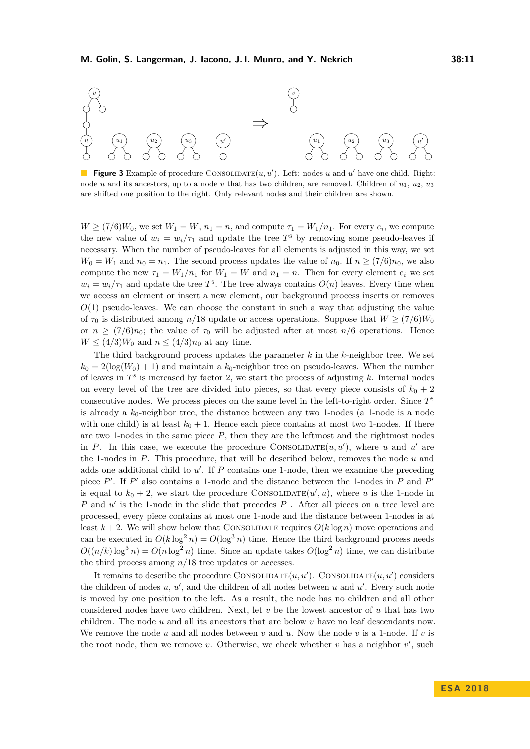**Figure 3** Example of procedure Consolidate$(u, u')$. Left: nodes $u$ and $u'$ have one child. Right: node $u$ and its ancestors, up to a node $v$ that has two children, are removed. Children of $u_1$, $u_2$, $u_3$ are shifted one position to the right. Only relevant nodes and their children are shown.

$W \geq (7/6)W_0$, we set $W_1 = W$, $n_1 = n$, and compute $\tau_1 = W_1/n_1$. For every $e_i$, we compute the new value of $\overline{w}_i = w_i/\tau_1$ and update the tree $T^s$ by removing some pseudo-leaves if necessary. When the number of pseudo-leaves for all elements is adjusted in this way, we set $W_0 = W_1$ and $n_0 = n_1$. The second process updates the value of $n_0$. If $n \geq (7/6)n_0$, we also compute the new $\tau_1 = W_1/n_1$ for $W_1 = W$ and $n_1 = n$. Then for every element $e_i$ we set $\overline{w}_i = w_i/\tau_1$ and update the tree $T^s$. The tree always contains $O(n)$ leaves. Every time when we access an element or insert a new element, our background process inserts or removes $O(1)$ pseudo-leaves. We can choose the constant in such a way that adjusting the value of $\tau_0$ is distributed among $n/18$ update or access operations. Suppose that $W \geq (7/6)W_0$ or $n \geq (7/6)n_0$; the value of $\tau_0$ will be adjusted after at most $n/6$ operations. Hence $W \leq (4/3)W_0$ and $n \leq (4/3)n_0$ at any time.

The third background process updates the parameter $k$ in the $k$-neighbor tree. We set $k_0 = 2(\log(W_0) + 1)$ and maintain a $k_0$-neighbor tree on pseudo-leaves. When the number of leaves in $T^s$ is increased by factor 2, we start the process of adjusting $k$. Internal nodes on every level of the tree are divided into pieces, so that every piece consists of $k_0 + 2$ consecutive nodes. We process pieces on the same level in the left-to-right order. Since $T^s$ is already a $k_0$-neighbor tree, the distance between any two 1-nodes (a 1-node is a node with one child) is at least $k_0 + 1$. Hence each piece contains at most two 1-nodes. If there are two 1-nodes in the same piece $P$, then they are the leftmost and the rightmost nodes in $P$. In this case, we execute the procedure Consolidate$(u, u')$, where $u$ and $u'$ are the 1-nodes in $P$. This procedure, that will be described below, removes the node $u$ and adds one additional child to $u'$. If $P$ contains one 1-node, then we examine the preceding piece $P'$. If $P'$ also contains a 1-node and the distance between the 1-nodes in $P$ and $P'$ is equal to $k_0 + 2$, we start the procedure Consolidate$(u', u)$, where $u$ is the 1-node in $P$ and $u'$ is the 1-node in the slide that precedes $P$ . After all pieces on a tree level are processed, every piece contains at most one 1-node and the distance between 1-nodes is at least $k + 2$. We will show below that Consolidate requires $O(k \log n)$ move operations and can be executed in $O(k \log^2 n) = O(\log^3 n)$ time. Hence the third background process needs $O((n/k) \log^3 n) = O(n \log^2 n)$ time. Since an update takes $O(\log^2 n)$ time, we can distribute the third process among $n/18$ tree updates or accesses.

It remains to describe the procedure Consolidate$(u, u')$. Consolidate$(u, u')$ considers the children of nodes $u$, $u'$, and the children of all nodes between $u$ and $u'$. Every such node is moved by one position to the left. As a result, the node has no children and all other considered nodes have two children. Next, let $v$ be the lowest ancestor of $u$ that has two children. The node $u$ and all its ancestors that are below $v$ have no leaf descendants now. We remove the node $u$ and all nodes between $v$ and $u$. Now the node $v$ is a 1-node. If $v$ is the root node, then we remove $v$. Otherwise, we check whether $v$ has a neighbor $v'$, such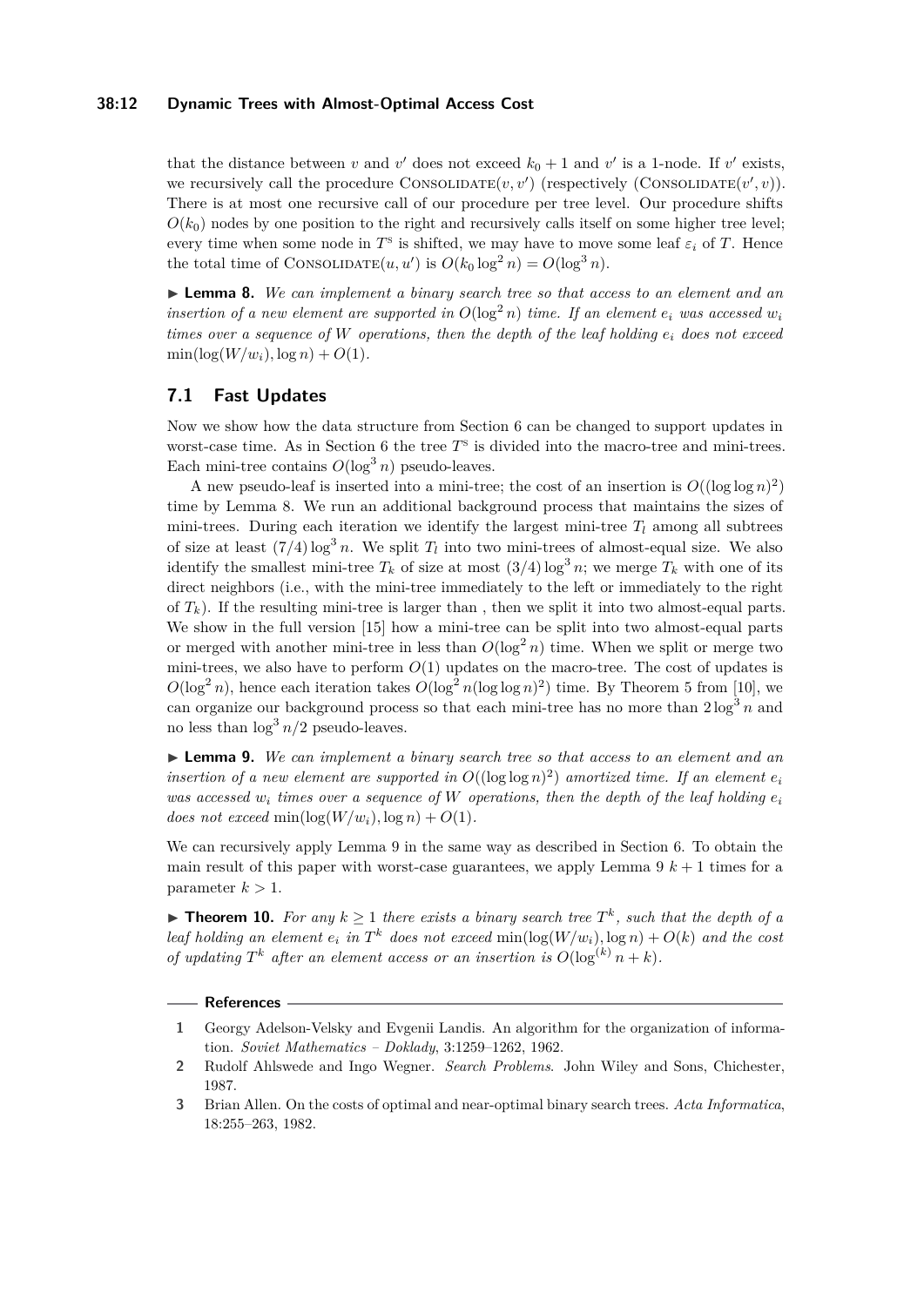that the distance between $v$ and $v'$ does not exceed $k_0 + 1$ and $v'$ is a 1-node. If $v'$ exists, we recursively call the procedure CONSOLIDATE$(v, v')$ (respectively (CONSOLIDATE$(v', v)$). There is at most one recursive call of our procedure per tree level. Our procedure shifts $O(k_0)$ nodes by one position to the right and recursively calls itself on some higher tree level; every time when some node in $T^s$ is shifted, we may have to move some leaf $\varepsilon_i$ of $T$. Hence the total time of CONSOLIDATE$(u, u')$ is $O(k_0 \log^2 n) = O(\log^3 n)$.

▶ **Lemma 8.** *We can implement a binary search tree so that access to an element and an insertion of a new element are supported in $O(\log^2 n)$ time. If an element $e_i$ was accessed $w_i$ times over a sequence of $W$ operations, then the depth of the leaf holding $e_i$ does not exceed $\min(\log(W/w_i), \log n) + O(1)$.*

## 7.1 Fast Updates

Now we show how the data structure from Section 6 can be changed to support updates in worst-case time. As in Section 6 the tree $T^s$ is divided into the macro-tree and mini-trees. Each mini-tree contains $O(\log^3 n)$ pseudo-leaves.

A new pseudo-leaf is inserted into a mini-tree; the cost of an insertion is $O((\log\log n)^2)$ time by Lemma 8. We run an additional background process that maintains the sizes of mini-trees. During each iteration we identify the largest mini-tree $T_l$ among all subtrees of size at least $(7/4)\log^3 n$. We split $T_l$ into two mini-trees of almost-equal size. We also identify the smallest mini-tree $T_k$ of size at most $(3/4)\log^3 n$; we merge $T_k$ with one of its direct neighbors (i.e., with the mini-tree immediately to the left or immediately to the right of $T_k$). If the resulting mini-tree is larger than , then we split it into two almost-equal parts. We show in the full version [15] how a mini-tree can be split into two almost-equal parts or merged with another mini-tree in less than $O(\log^2 n)$ time. When we split or merge two mini-trees, we also have to perform $O(1)$ updates on the macro-tree. The cost of updates is $O(\log^2 n)$, hence each iteration takes $O(\log^2 n(\log\log n)^2)$ time. By Theorem 5 from [10], we can organize our background process so that each mini-tree has no more than $2\log^3 n$ and no less than $\log^3 n/2$ pseudo-leaves.

▶ **Lemma 9.** *We can implement a binary search tree so that access to an element and an insertion of a new element are supported in $O((\log\log n)^2)$ amortized time. If an element $e_i$ was accessed $w_i$ times over a sequence of $W$ operations, then the depth of the leaf holding $e_i$ does not exceed $\min(\log(W/w_i), \log n) + O(1)$.*

We can recursively apply Lemma 9 in the same way as described in Section 6. To obtain the main result of this paper with worst-case guarantees, we apply Lemma 9 $k+1$ times for a parameter $k > 1$.

▶ **Theorem 10.** *For any $k \geq 1$ there exists a binary search tree $T^k$, such that the depth of a leaf holding an element $e_i$ in $T^k$ does not exceed $\min(\log(W/w_i), \log n) + O(k)$ and the cost of updating $T^k$ after an element access or an insertion is $O(\log^{(k)} n + k)$.*

## References

1. Georgy Adelson-Velsky and Evgenii Landis. An algorithm for the organization of information. *Soviet Mathematics – Doklady*, 3:1259–1262, 1962.
2. Rudolf Ahlswede and Ingo Wegner. *Search Problems*. John Wiley and Sons, Chichester, 1987.
3. Brian Allen. On the costs of optimal and near-optimal binary search trees. *Acta Informatica*, 18:255–263, 1982.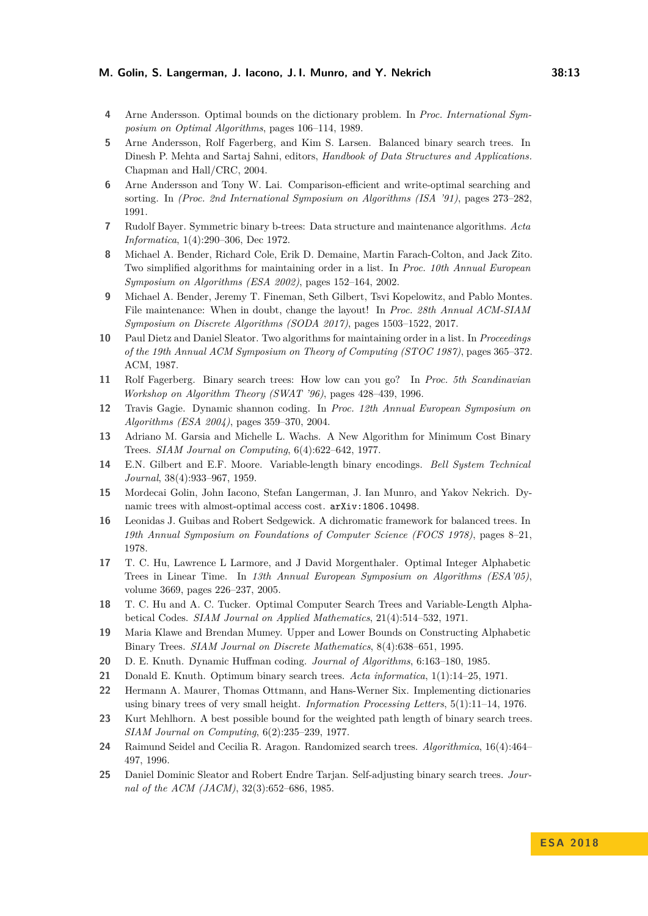4 Arne Andersson. Optimal bounds on the dictionary problem. In *Proc. International Symposium on Optimal Algorithms*, pages 106–114, 1989.

5 Arne Andersson, Rolf Fagerberg, and Kim S. Larsen. Balanced binary search trees. In Dinesh P. Mehta and Sartaj Sahni, editors, *Handbook of Data Structures and Applications*. Chapman and Hall/CRC, 2004.

6 Arne Andersson and Tony W. Lai. Comparison-efficient and write-optimal searching and sorting. In *(Proc. 2nd International Symposium on Algorithms (ISA '91)*, pages 273–282, 1991.

7 Rudolf Bayer. Symmetric binary b-trees: Data structure and maintenance algorithms. *Acta Informatica*, 1(4):290–306, Dec 1972.

8 Michael A. Bender, Richard Cole, Erik D. Demaine, Martin Farach-Colton, and Jack Zito. Two simplified algorithms for maintaining order in a list. In *Proc. 10th Annual European Symposium on Algorithms (ESA 2002)*, pages 152–164, 2002.

9 Michael A. Bender, Jeremy T. Fineman, Seth Gilbert, Tsvi Kopelowitz, and Pablo Montes. File maintenance: When in doubt, change the layout! In *Proc. 28th Annual ACM-SIAM Symposium on Discrete Algorithms (SODA 2017)*, pages 1503–1522, 2017.

10 Paul Dietz and Daniel Sleator. Two algorithms for maintaining order in a list. In *Proceedings of the 19th Annual ACM Symposium on Theory of Computing (STOC 1987)*, pages 365–372. ACM, 1987.

11 Rolf Fagerberg. Binary search trees: How low can you go? In *Proc. 5th Scandinavian Workshop on Algorithm Theory (SWAT '96)*, pages 428–439, 1996.

12 Travis Gagie. Dynamic shannon coding. In *Proc. 12th Annual European Symposium on Algorithms (ESA 2004)*, pages 359–370, 2004.

13 Adriano M. Garsia and Michelle L. Wachs. A New Algorithm for Minimum Cost Binary Trees. *SIAM Journal on Computing*, 6(4):622–642, 1977.

14 E.N. Gilbert and E.F. Moore. Variable-length binary encodings. *Bell System Technical Journal*, 38(4):933–967, 1959.

15 Mordecai Golin, John Iacono, Stefan Langerman, J. Ian Munro, and Yakov Nekrich. Dynamic trees with almost-optimal access cost. `arXiv:1806.10498`.

16 Leonidas J. Guibas and Robert Sedgewick. A dichromatic framework for balanced trees. In *19th Annual Symposium on Foundations of Computer Science (FOCS 1978)*, pages 8–21, 1978.

17 T. C. Hu, Lawrence L Larmore, and J David Morgenthaler. Optimal Integer Alphabetic Trees in Linear Time. In *13th Annual European Symposium on Algorithms (ESA'05)*, volume 3669, pages 226–237, 2005.

18 T. C. Hu and A. C. Tucker. Optimal Computer Search Trees and Variable-Length Alphabetical Codes. *SIAM Journal on Applied Mathematics*, 21(4):514–532, 1971.

19 Maria Klawe and Brendan Mumey. Upper and Lower Bounds on Constructing Alphabetic Binary Trees. *SIAM Journal on Discrete Mathematics*, 8(4):638–651, 1995.

20 D. E. Knuth. Dynamic Huffman coding. *Journal of Algorithms*, 6:163–180, 1985.

21 Donald E. Knuth. Optimum binary search trees. *Acta informatica*, 1(1):14–25, 1971.

22 Hermann A. Maurer, Thomas Ottmann, and Hans-Werner Six. Implementing dictionaries using binary trees of very small height. *Information Processing Letters*, 5(1):11–14, 1976.

23 Kurt Mehlhorn. A best possible bound for the weighted path length of binary search trees. *SIAM Journal on Computing*, 6(2):235–239, 1977.

24 Raimund Seidel and Cecilia R. Aragon. Randomized search trees. *Algorithmica*, 16(4):464–497, 1996.

25 Daniel Dominic Sleator and Robert Endre Tarjan. Self-adjusting binary search trees. *Journal of the ACM (JACM)*, 32(3):652–686, 1985.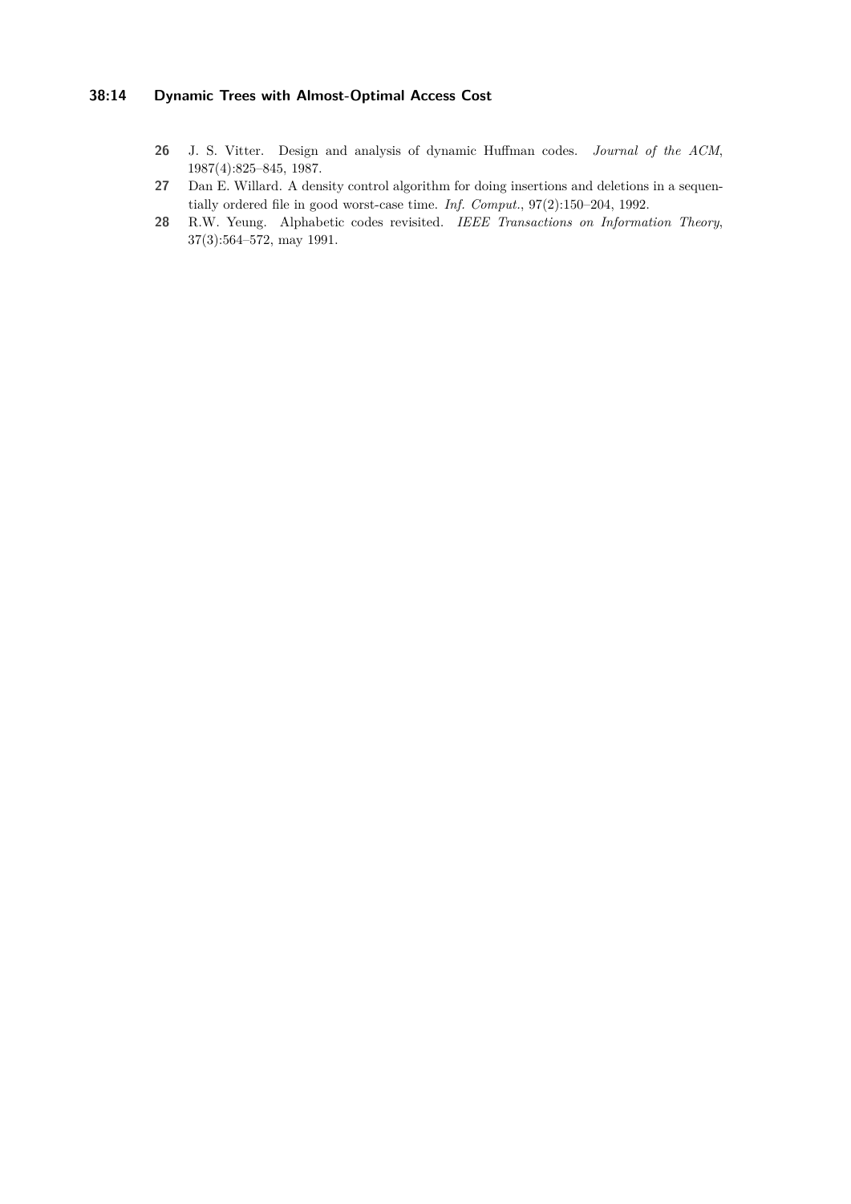26 J. S. Vitter. Design and analysis of dynamic Huffman codes. *Journal of the ACM*, 1987(4):825–845, 1987.

27 Dan E. Willard. A density control algorithm for doing insertions and deletions in a sequentially ordered file in good worst-case time. *Inf. Comput.*, 97(2):150–204, 1992.

28 R.W. Yeung. Alphabetic codes revisited. *IEEE Transactions on Information Theory*, 37(3):564–572, may 1991.